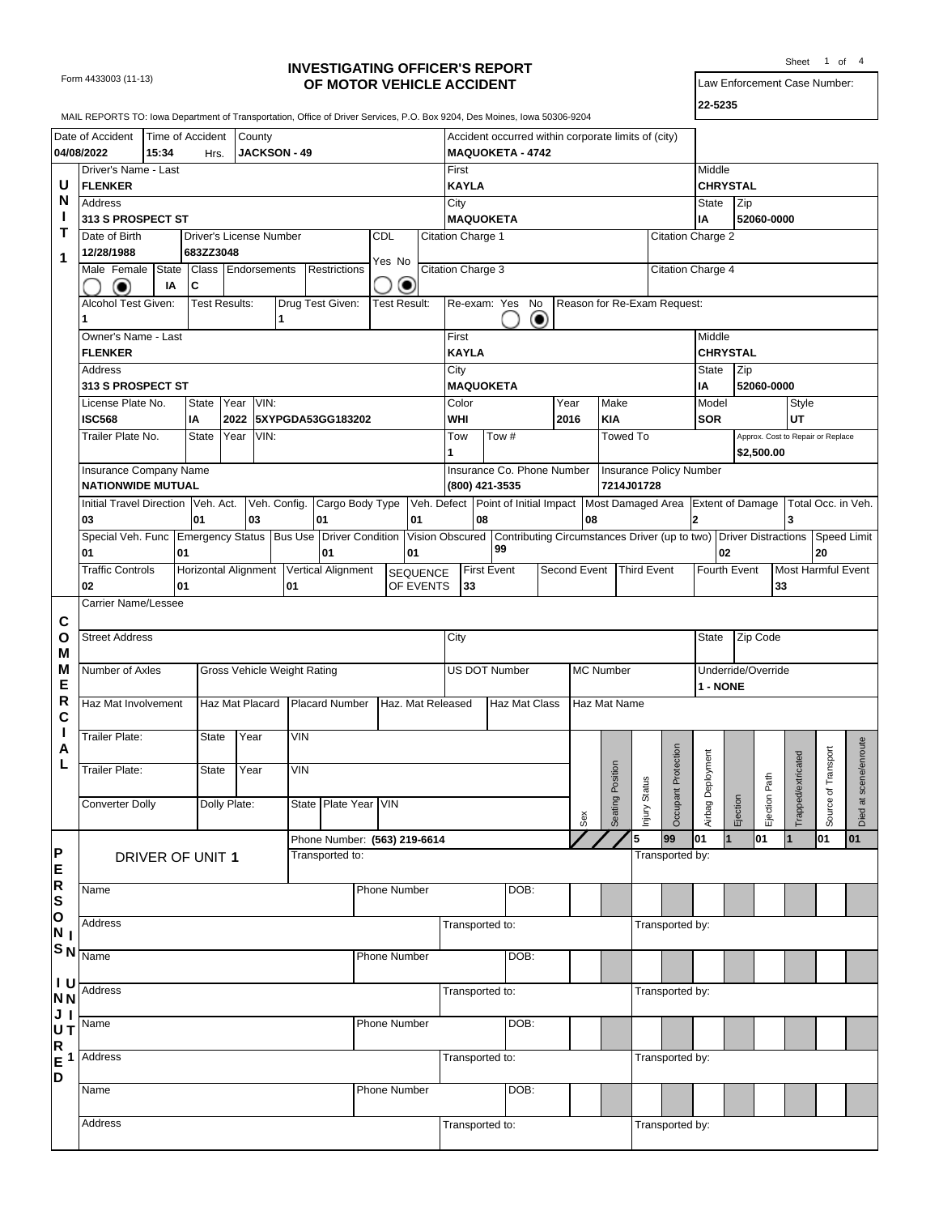Form 4433003 (11-13)

# INVESTIGATING OFFICER'S REPORT OF MOTOR VEHICLE ACCIDENT

Sheet 1 of 4

Law Enforcement Case Number: **22-5235**

MAIL REPORTS TO: Iowa Department of Transportation, Office of Driver Services, P.O. Box 9204, Des Moines, Iowa 50306-9204

| Date of Accident | Time of Accident | County | Accident occurred within corporate limits of (city) |
|---|---|---|---|
| 04/08/2022 | 15:34 Hrs. | JACKSON - 49 | MAQUOKETA - 4742 |

## UNIT 1

| Driver's Name - Last | First | Middle |
|---|---|---|
| FLENKER | KAYLA | CHRYSTAL |

| Address | City | State | Zip |
|---|---|---|---|
| 313 S PROSPECT ST | MAQUOKETA | IA | 52060-0000 |

| Date of Birth | Driver's License Number | CDL | Citation Charge 1 | Citation Charge 2 |
|---|---|---|---|---|
| 12/28/1988 | 683ZZ3048 | No | | |

| Male/Female | State | Class | Endorsements | Restrictions | Citation Charge 3 | Citation Charge 4 |
|---|---|---|---|---|---|---|
| Female | IA | C | | | | |

| Alcohol Test Given | Test Results | Drug Test Given | Test Result | Re-exam | Reason for Re-Exam Request |
|---|---|---|---|---|---|
| 1 | | 1 | | No | |

| Owner's Name - Last | First | Middle |
|---|---|---|
| FLENKER | KAYLA | CHRYSTAL |

| Address | City | State | Zip |
|---|---|---|---|
| 313 S PROSPECT ST | MAQUOKETA | IA | 52060-0000 |

| License Plate No. | State | Year | VIN | Color | Year | Make | Model | Style |
|---|---|---|---|---|---|---|---|---|
| ISC568 | IA | 2022 | 5XYPGDA53GG183202 | WHI | 2016 | KIA | SOR | UT |

| Trailer Plate No. | State | Year | VIN | Tow | Tow # | Towed To | Approx. Cost to Repair or Replace |
|---|---|---|---|---|---|---|---|
| | | | | 1 | | | $2,500.00 |

| Insurance Company Name | Insurance Co. Phone Number | Insurance Policy Number |
|---|---|---|
| NATIONWIDE MUTUAL | (800) 421-3535 | 7214J01728 |

| Initial Travel Direction | Veh. Act. | Veh. Config. | Cargo Body Type | Veh. Defect | Point of Initial Impact | Most Damaged Area | Extent of Damage | Total Occ. in Veh. |
|---|---|---|---|---|---|---|---|---|
| 03 | 01 | 03 | 01 | 01 | 08 | 08 | 2 | 3 |

| Special Veh. Func | Emergency Status | Bus Use | Driver Condition | Vision Obscured | Contributing Circumstances Driver (up to two) | Driver Distractions | Speed Limit |
|---|---|---|---|---|---|---|---|
| 01 | 01 | | 01 | 01 | 99 | 02 | 20 |

| Traffic Controls | Horizontal Alignment | Vertical Alignment | SEQUENCE OF EVENTS: First Event | Second Event | Third Event | Fourth Event | Most Harmful Event |
|---|---|---|---|---|---|---|---|
| 02 | 01 | 01 | 33 | | | | 33 |

## COMMERCIAL

| Carrier Name/Lessee | | | |
|---|---|---|---|
| | | | |

| Street Address | City | State | Zip Code |
|---|---|---|---|
| | | | |

| Number of Axles | Gross Vehicle Weight Rating | US DOT Number | MC Number | Underride/Override |
|---|---|---|---|---|
| | | | | 1 - NONE |

| Haz Mat Involvement | Haz Mat Placard | Placard Number | Haz. Mat Released | Haz Mat Class | Haz Mat Name |
|---|---|---|---|---|---|
| | | | | | |

| Trailer Plate | State | Year | VIN |
|---|---|---|---|
| | | | |
| | | | |

| Converter Dolly | Dolly Plate | State | Plate Year | VIN |
|---|---|---|---|---|
| | | | | |

## PERSONS INJURED

| | Phone Number | DOB | Sex | Seating Position | Injury Status | Occupant Protection | Airbag Deployment | Ejection | Ejection Path | Trapped/extricated | Source of Transport | Died at scene/enroute |
|---|---|---|---|---|---|---|---|---|---|---|---|---|
| DRIVER OF UNIT 1 | (563) 219-6614 | | | | 5 | 99 | 01 | 1 | 01 | 1 | 01 | 01 |
| Name | | | | | | | | | | | | |
| Name | | | | | | | | | | | | |
| Name | | | | | | | | | | | | |

Transported to: | Transported by: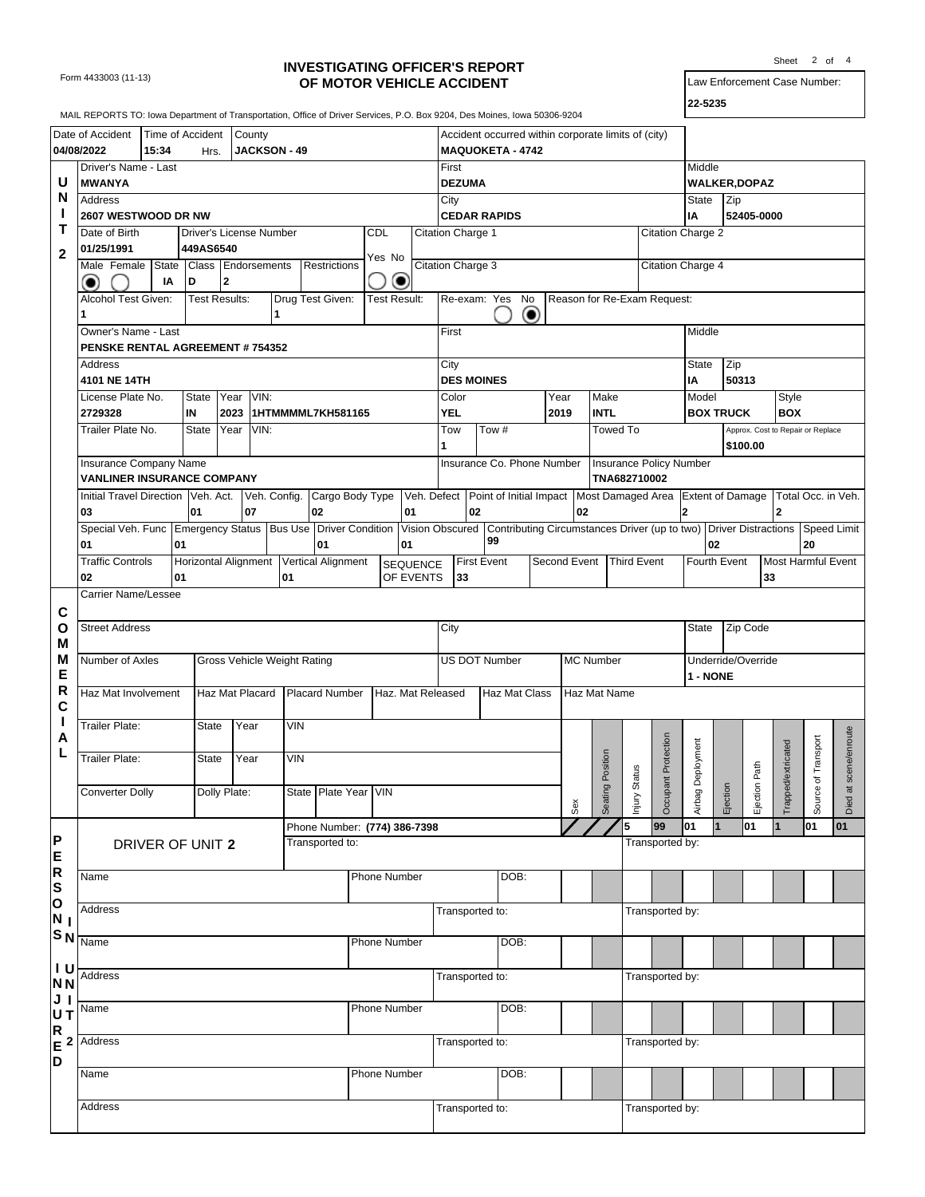Form 4433003 (11-13)

# INVESTIGATING OFFICER'S REPORT OF MOTOR VEHICLE ACCIDENT

Sheet 2 of 4

Law Enforcement Case Number: **22-5235**

MAIL REPORTS TO: Iowa Department of Transportation, Office of Driver Services, P.O. Box 9204, Des Moines, Iowa 50306-9204

| Date of Accident | Time of Accident | County | Accident occurred within corporate limits of (city) |
|---|---|---|---|
| 04/08/2022 | 15:34 Hrs. | JACKSON - 49 | MAQUOKETA - 4742 |

## UNIT 2

| Driver's Name - Last | First | Middle |
|---|---|---|
| MWANYA | DEZUMA | WALKER,DOPAZ |

| Address | City | State | Zip |
|---|---|---|---|
| 2607 WESTWOOD DR NW | CEDAR RAPIDS | IA | 52405-0000 |

| Date of Birth | Driver's License Number | CDL | Citation Charge 1 | Citation Charge 2 |
|---|---|---|---|---|
| 01/25/1991 | 449AS6540 | No | | |

| Male/Female | State | Class | Endorsements | Restrictions | Citation Charge 3 | Citation Charge 4 |
|---|---|---|---|---|---|---|
| Male | IA | D | 2 | | | |

| Alcohol Test Given | Test Results | Drug Test Given | Test Result | Re-exam | Reason for Re-Exam Request |
|---|---|---|---|---|---|
| 1 | | 1 | | No | |

| Owner's Name - Last | First | Middle |
|---|---|---|
| PENSKE RENTAL AGREEMENT # 754352 | | |

| Address | City | State | Zip |
|---|---|---|---|
| 4101 NE 14TH | DES MOINES | IA | 50313 |

| License Plate No. | State | Year | VIN | Color | Year | Make | Model | Style |
|---|---|---|---|---|---|---|---|---|
| 2729328 | IN | 2023 | 1HTMMMML7KH581165 | YEL | 2019 | INTL | BOX TRUCK | BOX |

| Trailer Plate No. | State | Year | VIN | Tow | Tow # | Towed To | Approx. Cost to Repair or Replace |
|---|---|---|---|---|---|---|---|
| | | | | 1 | | | $100.00 |

| Insurance Company Name | Insurance Co. Phone Number | Insurance Policy Number |
|---|---|---|
| VANLINER INSURANCE COMPANY | | TNA682710002 |

| Initial Travel Direction | Veh. Act. | Veh. Config. | Cargo Body Type | Veh. Defect | Point of Initial Impact | Most Damaged Area | Extent of Damage | Total Occ. in Veh. |
|---|---|---|---|---|---|---|---|---|
| 03 | 01 | 07 | 02 | 01 | 02 | 02 | 2 | 2 |

| Special Veh. Func | Emergency Status | Bus Use | Driver Condition | Vision Obscured | Contributing Circumstances Driver (up to two) | Driver Distractions | Speed Limit |
|---|---|---|---|---|---|---|---|
| 01 | 01 | | 01 | 01 | 99 | 02 | 20 |

| Traffic Controls | Horizontal Alignment | Vertical Alignment | SEQUENCE OF EVENTS: First Event | Second Event | Third Event | Fourth Event | Most Harmful Event |
|---|---|---|---|---|---|---|---|
| 02 | 01 | 01 | 33 | | | | 33 |

## COMMERCIAL

| Carrier Name/Lessee | | | |
|---|---|---|---|
| | | | |

| Street Address | City | State | Zip Code |
|---|---|---|---|
| | | | |

| Number of Axles | Gross Vehicle Weight Rating | US DOT Number | MC Number | Underride/Override |
|---|---|---|---|---|
| | | | | 1 - NONE |

| Haz Mat Involvement | Haz Mat Placard | Placard Number | Haz. Mat Released | Haz Mat Class | Haz Mat Name |
|---|---|---|---|---|---|
| | | | | | |

| Trailer Plate | State | Year | VIN |
|---|---|---|---|
| | | | |
| | | | |

| Converter Dolly | Dolly Plate | State | Plate Year | VIN |
|---|---|---|---|---|
| | | | | |

## PERSONS INJURED / INJURIES UNIT 2

| | Phone Number / Transported to | Sex | Seating Position | Injury Status | Occupant Protection | Airbag Deployment | Ejection | Ejection Path | Trapped/extricated | Source of Transport | Died at scene/enroute |
|---|---|---|---|---|---|---|---|---|---|---|---|
| DRIVER OF UNIT 2 | Phone Number: (774) 386-7398; Transported to: | | | 5 | 99 | 01 | 1 | 01 | 1 | 01 | 01 |

Transported by:

| Name | Phone Number | DOB | Address | Transported to | Transported by |
|---|---|---|---|---|---|
| | | | | | |
| | | | | | |
| | | | | | |
| | | | | | |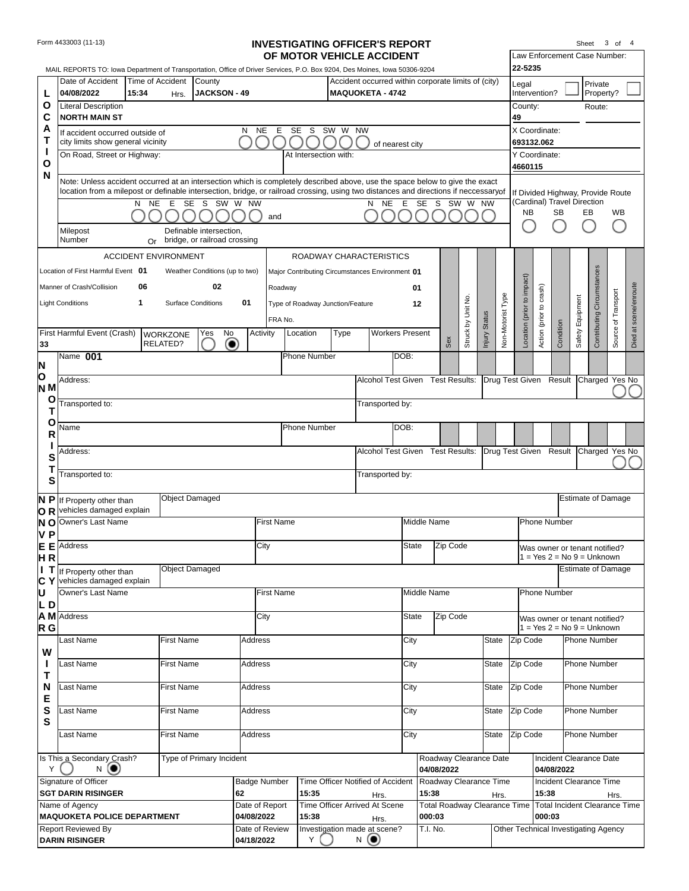Form 4433003 (11-13)

# INVESTIGATING OFFICER'S REPORT OF MOTOR VEHICLE ACCIDENT

Sheet 3 of 4

MAIL REPORTS TO: Iowa Department of Transportation, Office of Driver Services, P.O. Box 9204, Des Moines, Iowa 50306-9204

Law Enforcement Case Number: **22-5235**

## LOCATION

| Date of Accident | Time of Accident | County | Accident occurred within corporate limits of (city) |
|---|---|---|---|
| 04/08/2022 | 15:34 Hrs. | JACKSON - 49 | MAQUOKETA - 4742 |

Legal Intervention? ☐ Private Property? ☐

Literal Description: **NORTH MAIN ST**

County: **49** Route:

If accident occurred outside of city limits show general vicinity: N NE E SE S SW W NW of nearest city

X Coordinate: **693132.062**

On Road, Street or Highway: At Intersection with:

Y Coordinate: **4660115**

Note: Unless accident occurred at an intersection which is completely described above, use the space below to give the exact location from a milepost or definable intersection, bridge, or railroad crossing, using two distances and directions if neccessaryof

N NE E SE S SW W NW and N NE E SE S SW W NW

If Divided Highway, Provide Route (Cardinal) Travel Direction: NB SB EB WB

Milepost Number Or Definable intersection, bridge, or railroad crossing

## ACCIDENT ENVIRONMENT / ROADWAY CHARACTERISTICS

| ACCIDENT ENVIRONMENT | | | | ROADWAY CHARACTERISTICS | |
|---|---|---|---|---|---|
| Location of First Harmful Event | 01 | Weather Conditions (up to two) | | Major Contributing Circumstances Environment | 01 |
| Manner of Crash/Collision | 06 | | 02 | Roadway | 01 |
| Light Conditions | 1 | Surface Conditions | 01 | Type of Roadway Junction/Feature | 12 |
| | | | | FRA No. | |

First Harmful Event (Crash): **33**

WORKZONE RELATED? Yes ☐ No ☒ Activity Location Type Workers Present

Columns: Sex, Struck by Unit No., Injury Status, Non-Motorist Type, Location (prior to impact), Action (prior to crash), Condition, Safety Equipment, Contributing Circumstances, Source of Transport, Died at scene/enroute

## NON MOTORISTS

Name **001** Phone Number DOB:

Address: Alcohol Test Given Test Results: Drug Test Given Result Charged Yes No

Transported to: Transported by:

Name Phone Number DOB:

Address: Alcohol Test Given Test Results: Drug Test Given Result Charged Yes No

Transported to: Transported by:

## NON VEHICLE PROPERTY DAMAGE

If Property other than vehicles damaged explain: Object Damaged: Estimate of Damage:

Owner's Last Name First Name Middle Name Phone Number

Address City State Zip Code Was owner or tenant notified? 1 = Yes 2 = No 9 = Unknown

If Property other than vehicles damaged explain: Object Damaged: Estimate of Damage:

Owner's Last Name First Name Middle Name Phone Number

Address City State Zip Code Was owner or tenant notified? 1 = Yes 2 = No 9 = Unknown

## WITNESS

| Last Name | First Name | Address | City | State | Zip Code | Phone Number |
|---|---|---|---|---|---|---|
| | | | | | | |
| | | | | | | |
| | | | | | | |
| | | | | | | |
| | | | | | | |

| Is This a Secondary Crash? | Type of Primary Incident | Roadway Clearance Date | Incident Clearance Date |
|---|---|---|---|
| Y ☐ N ☒ | | 04/08/2022 | 04/08/2022 |

| Signature of Officer | Badge Number | Time Officer Notified of Accident | Roadway Clearance Time | Incident Clearance Time |
|---|---|---|---|---|
| SGT DARIN RISINGER | 62 | 15:35 Hrs. | 15:38 Hrs. | 15:38 Hrs. |

| Name of Agency | Date of Report | Time Officer Arrived At Scene | Total Roadway Clearance Time | Total Incident Clearance Time |
|---|---|---|---|---|
| MAQUOKETA POLICE DEPARTMENT | 04/08/2022 | 15:38 Hrs. | 000:03 | 000:03 |

| Report Reviewed By | Date of Review | Investigation made at scene? | T.I. No. | Other Technical Investigating Agency |
|---|---|---|---|---|
| DARIN RISINGER | 04/18/2022 | Y ☐ N ☒ | | |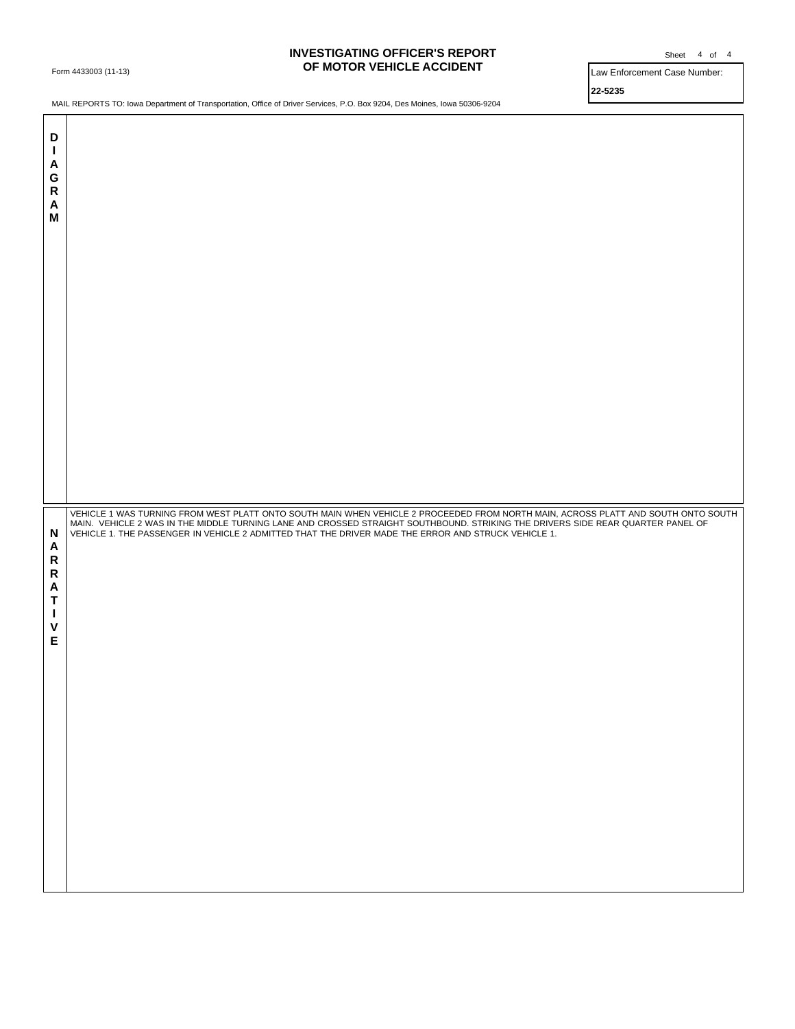# INVESTIGATING OFFICER'S REPORT OF MOTOR VEHICLE ACCIDENT

Form 4433003 (11-13)

Law Enforcement Case Number: **22-5235**

MAIL REPORTS TO: Iowa Department of Transportation, Office of Driver Services, P.O. Box 9204, Des Moines, Iowa 50306-9204

**DIAGRAM**

**NARRATIVE**

VEHICLE 1 WAS TURNING FROM WEST PLATT ONTO SOUTH MAIN WHEN VEHICLE 2 PROCEEDED FROM NORTH MAIN, ACROSS PLATT AND SOUTH ONTO SOUTH MAIN. VEHICLE 2 WAS IN THE MIDDLE TURNING LANE AND CROSSED STRAIGHT SOUTHBOUND. STRIKING THE DRIVERS SIDE REAR QUARTER PANEL OF VEHICLE 1. THE PASSENGER IN VEHICLE 2 ADMITTED THAT THE DRIVER MADE THE ERROR AND STRUCK VEHICLE 1.